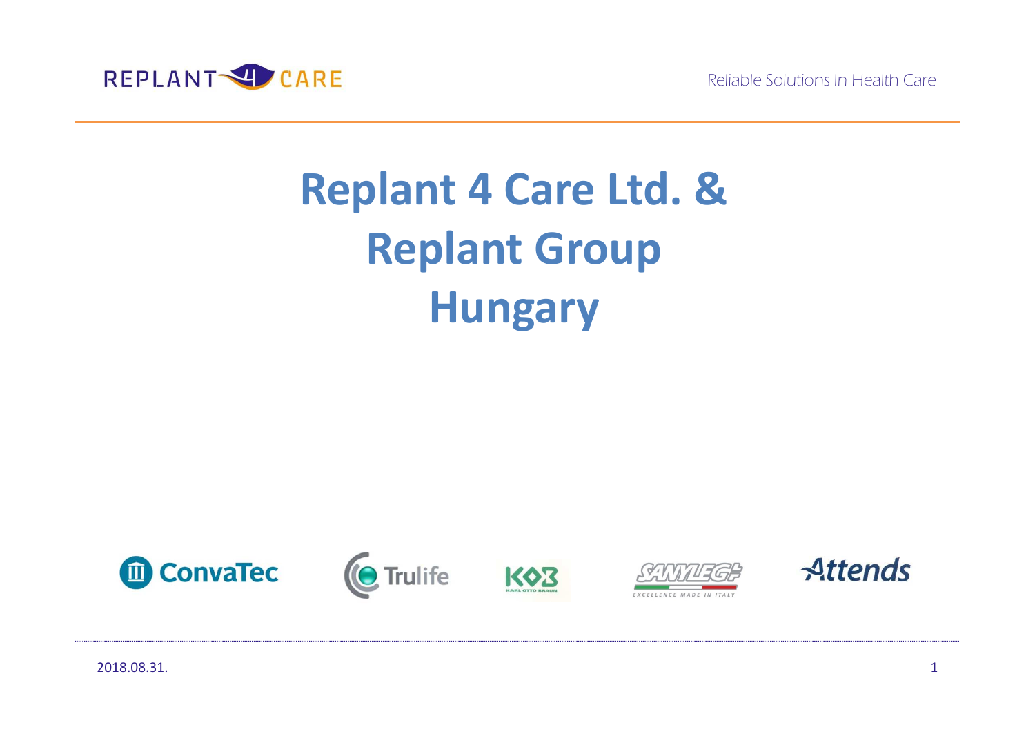# Replant 4 Care Ltd. & Replant Group Hungary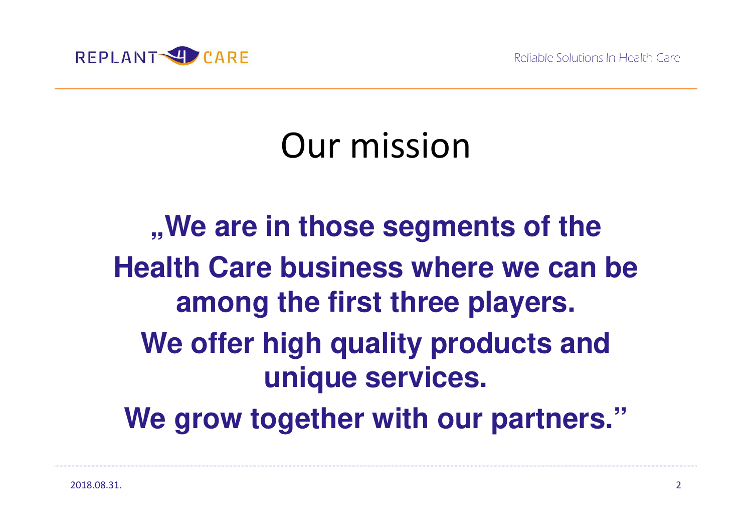# Our mission

**„We are in those segments of the Health Care business where we can be among the first three players.**

**We offer high quality products and unique services.**

**We grow together with our partners."**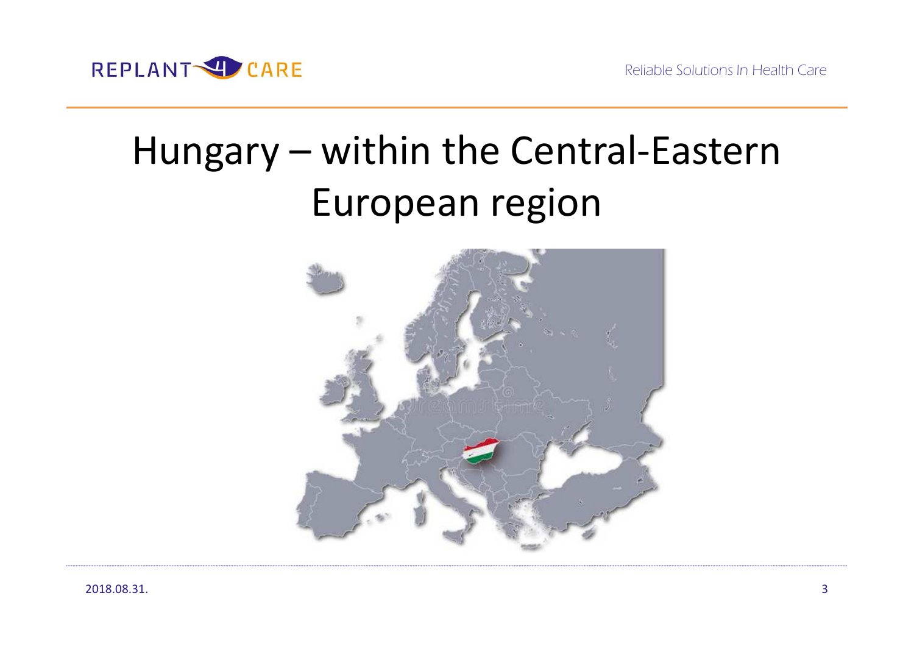# Hungary – within the Central-Eastern European region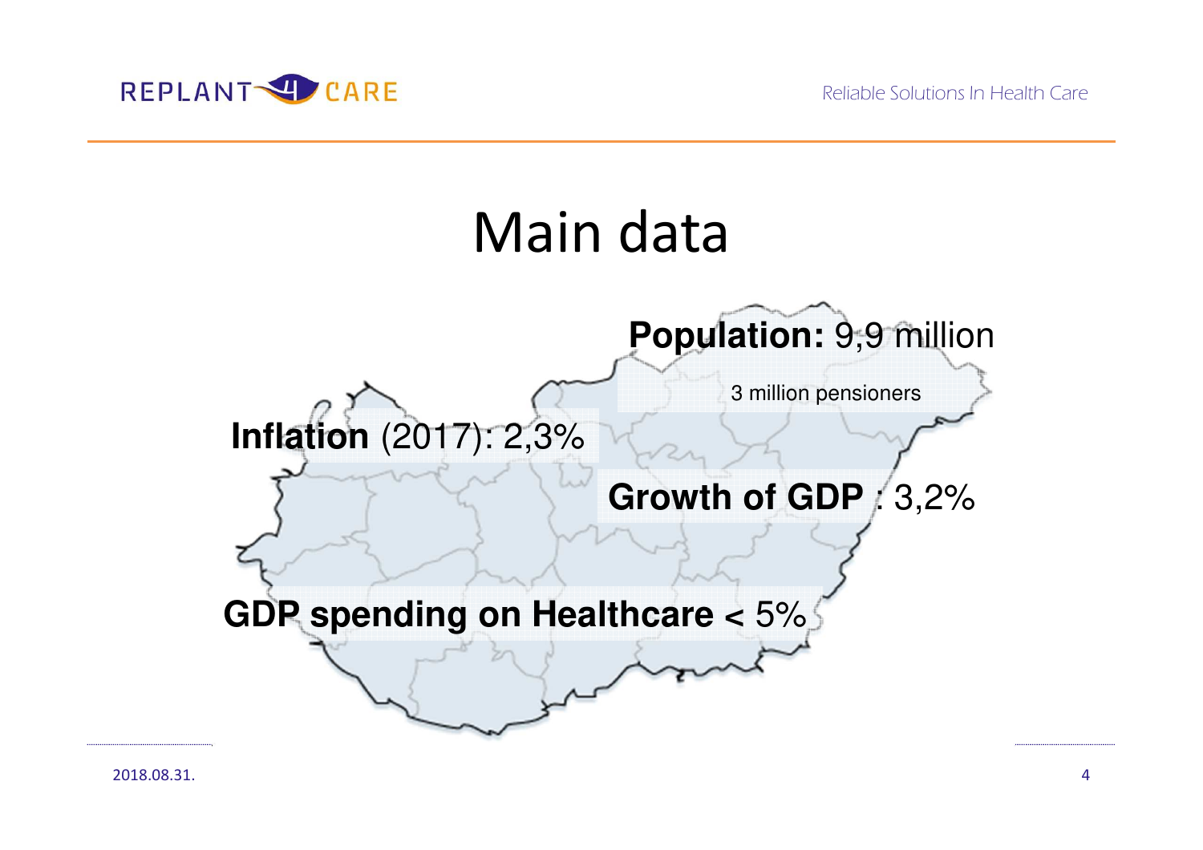# Main data

**Population:** 9,9 million

3 million pensioners

**Inflation** (2017): 2,3%

**Growth of GDP** : 3,2%

**GDP spending on Healthcare <** 5%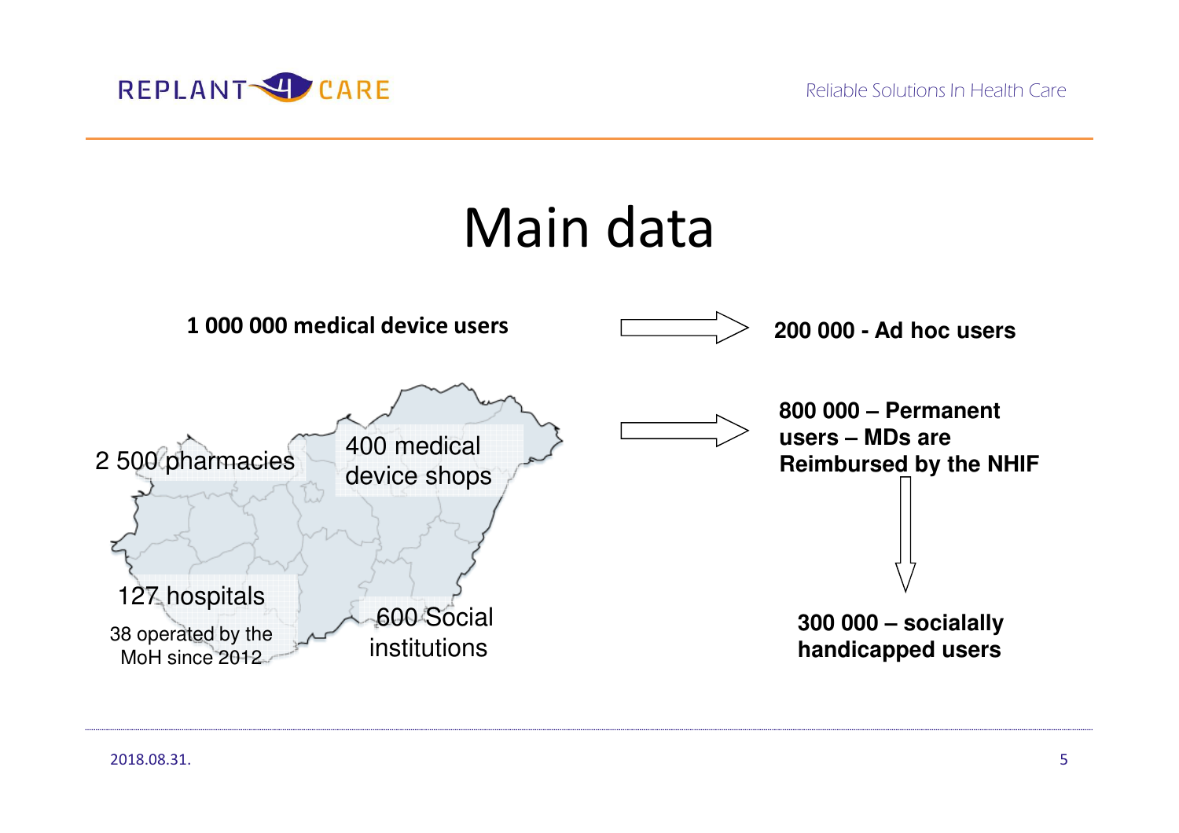# Main data

**1 000 000 medical device users**

- 2 500 pharmacies
- 400 medical device shops
- 127 hospitals
  - 38 operated by the MoH since 2012
- 600 Social institutions

→ **200 000 - Ad hoc users**

→ **800 000 – Permanent users – MDs are Reimbursed by the NHIF**

↓

**300 000 – socially handicapped users**

2018.08.31.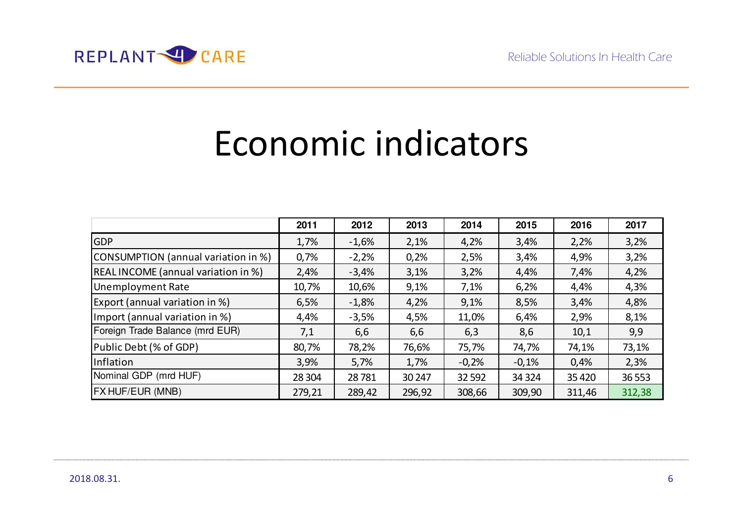# Economic indicators

| | 2011 | 2012 | 2013 | 2014 | 2015 | 2016 | 2017 |
|---|---|---|---|---|---|---|---|
| GDP | 1,7% | -1,6% | 2,1% | 4,2% | 3,4% | 2,2% | 3,2% |
| CONSUMPTION (annual variation in %) | 0,7% | -2,2% | 0,2% | 2,5% | 3,4% | 4,9% | 3,2% |
| REAL INCOME (annual variation in %) | 2,4% | -3,4% | 3,1% | 3,2% | 4,4% | 7,4% | 4,2% |
| Unemployment Rate | 10,7% | 10,6% | 9,1% | 7,1% | 6,2% | 4,4% | 4,3% |
| Export (annual variation in %) | 6,5% | -1,8% | 4,2% | 9,1% | 8,5% | 3,4% | 4,8% |
| Import (annual variation in %) | 4,4% | -3,5% | 4,5% | 11,0% | 6,4% | 2,9% | 8,1% |
| Foreign Trade Balance (mrd EUR) | 7,1 | 6,6 | 6,6 | 6,3 | 8,6 | 10,1 | 9,9 |
| Public Debt (% of GDP) | 80,7% | 78,2% | 76,6% | 75,7% | 74,7% | 74,1% | 73,1% |
| Inflation | 3,9% | 5,7% | 1,7% | -0,2% | -0,1% | 0,4% | 2,3% |
| Nominal GDP (mrd HUF) | 28 304 | 28 781 | 30 247 | 32 592 | 34 324 | 35 420 | 36 553 |
| FX HUF/EUR (MNB) | 279,21 | 289,42 | 296,92 | 308,66 | 309,90 | 311,46 | 312,38 |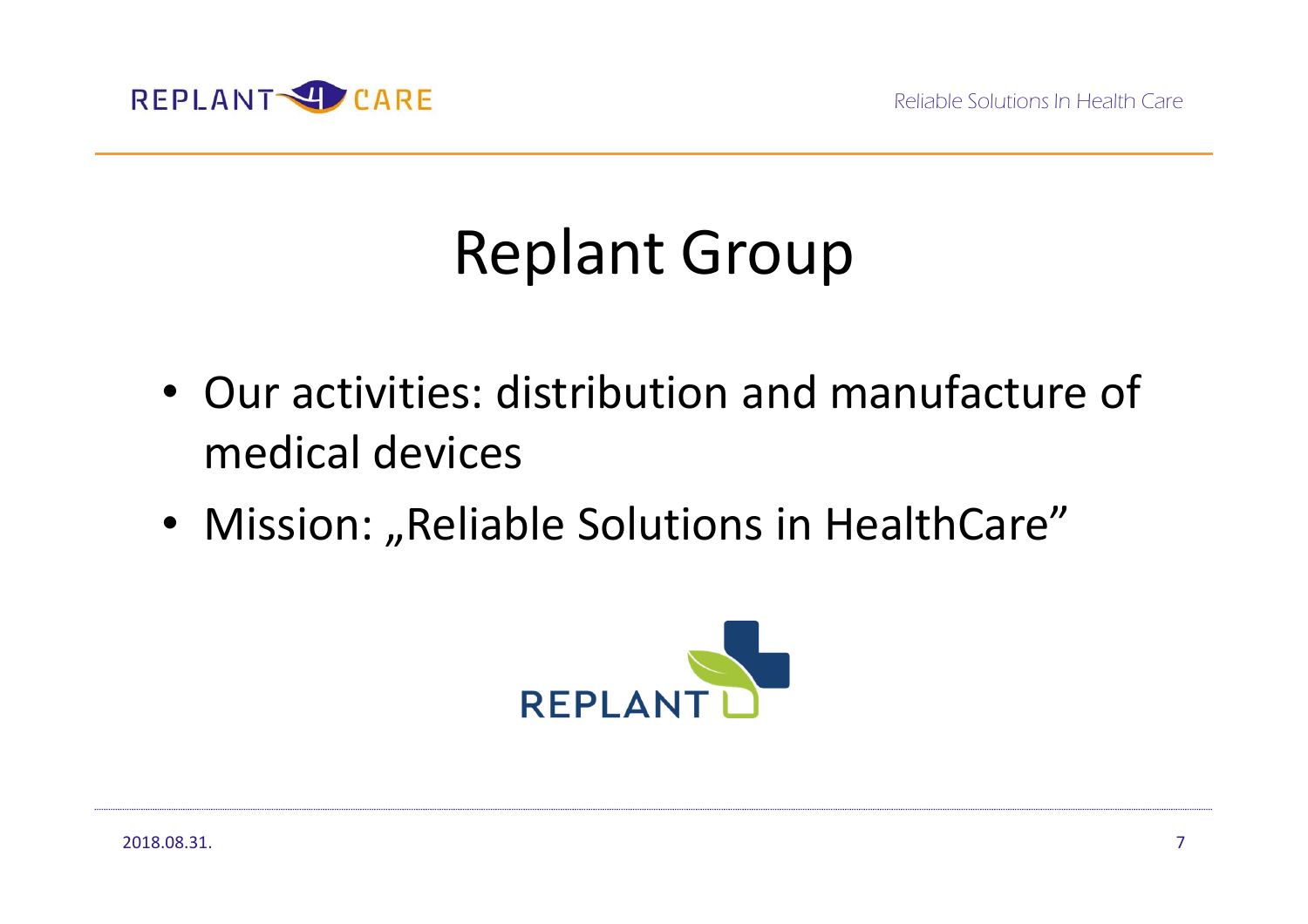# Replant Group

- Our activities: distribution and manufacture of medical devices
- Mission: „Reliable Solutions in HealthCare"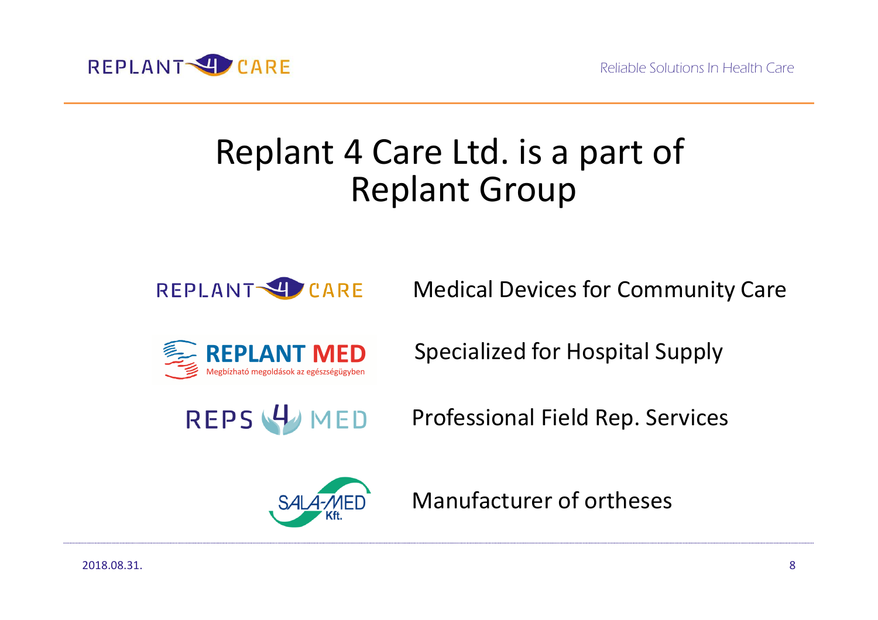# Replant 4 Care Ltd. is a part of Replant Group

| | |
|---|---|
| REPLANT 4 CARE | Medical Devices for Community Care |
| REPLANT MED – Megbízható megoldások az egészségügyben | Specialized for Hospital Supply |
| REPS 4 MED | Professional Field Rep. Services |
| SALA-MED Kft. | Manufacturer of ortheses |

2018.08.31.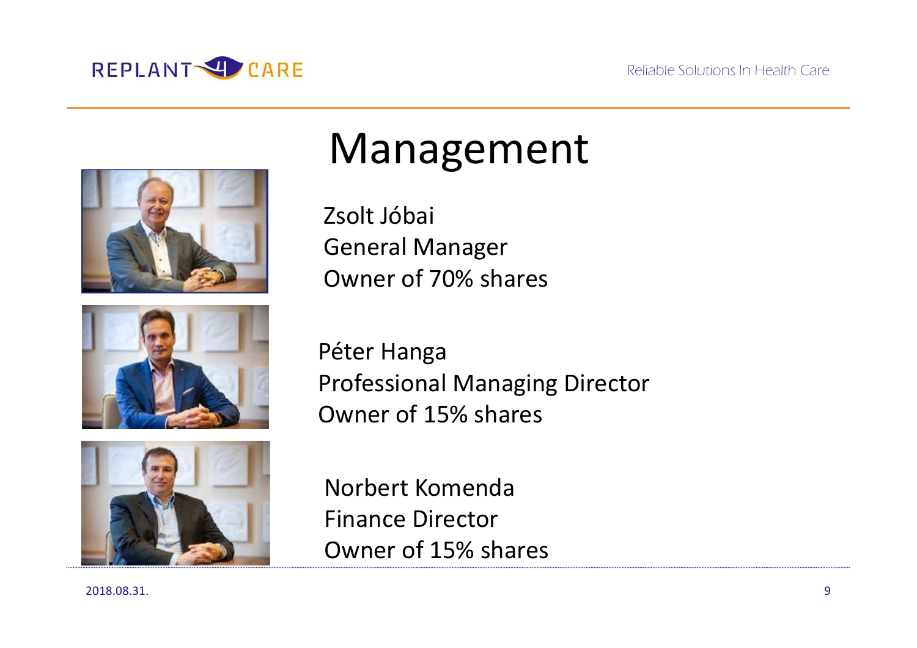# Management

Zsolt Jóbai
General Manager
Owner of 70% shares

Péter Hanga
Professional Managing Director
Owner of 15% shares

Norbert Komenda
Finance Director
Owner of 15% shares

2018.08.31.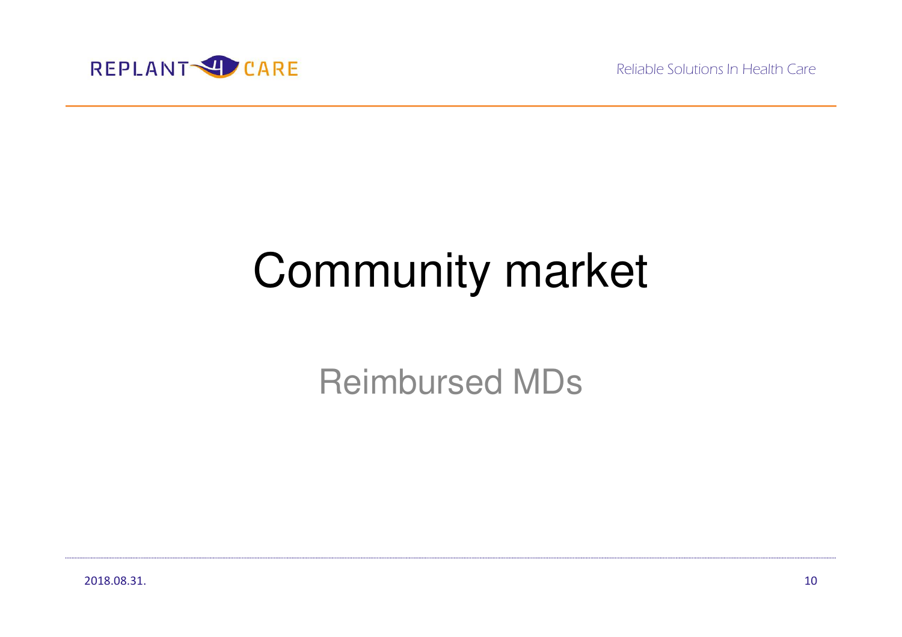# Community market

## Reimbursed MDs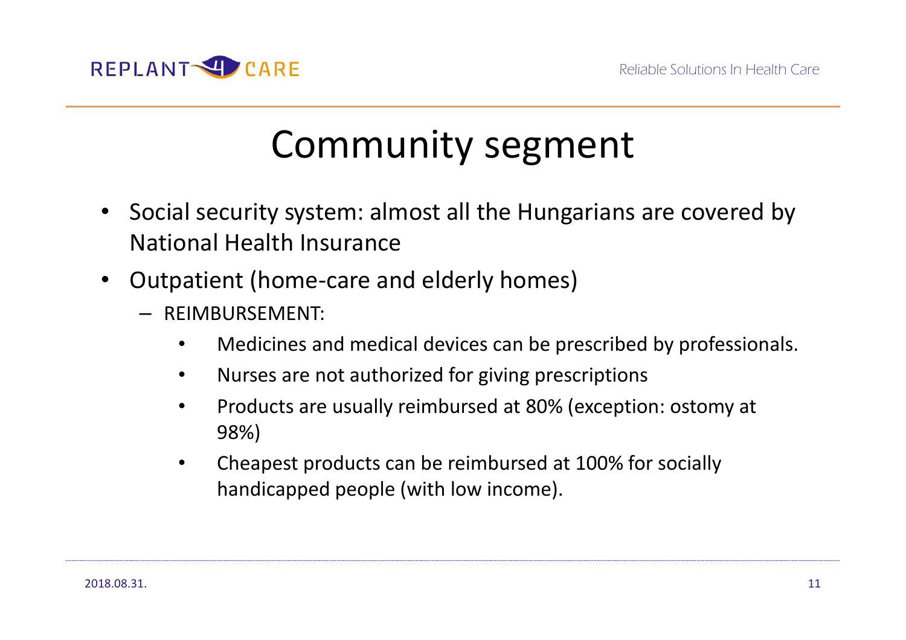# Community segment

- Social security system: almost all the Hungarians are covered by National Health Insurance
- Outpatient (home-care and elderly homes)
  - REIMBURSEMENT:
    - Medicines and medical devices can be prescribed by professionals.
    - Nurses are not authorized for giving prescriptions
    - Products are usually reimbursed at 80% (exception: ostomy at 98%)
    - Cheapest products can be reimbursed at 100% for socially handicapped people (with low income).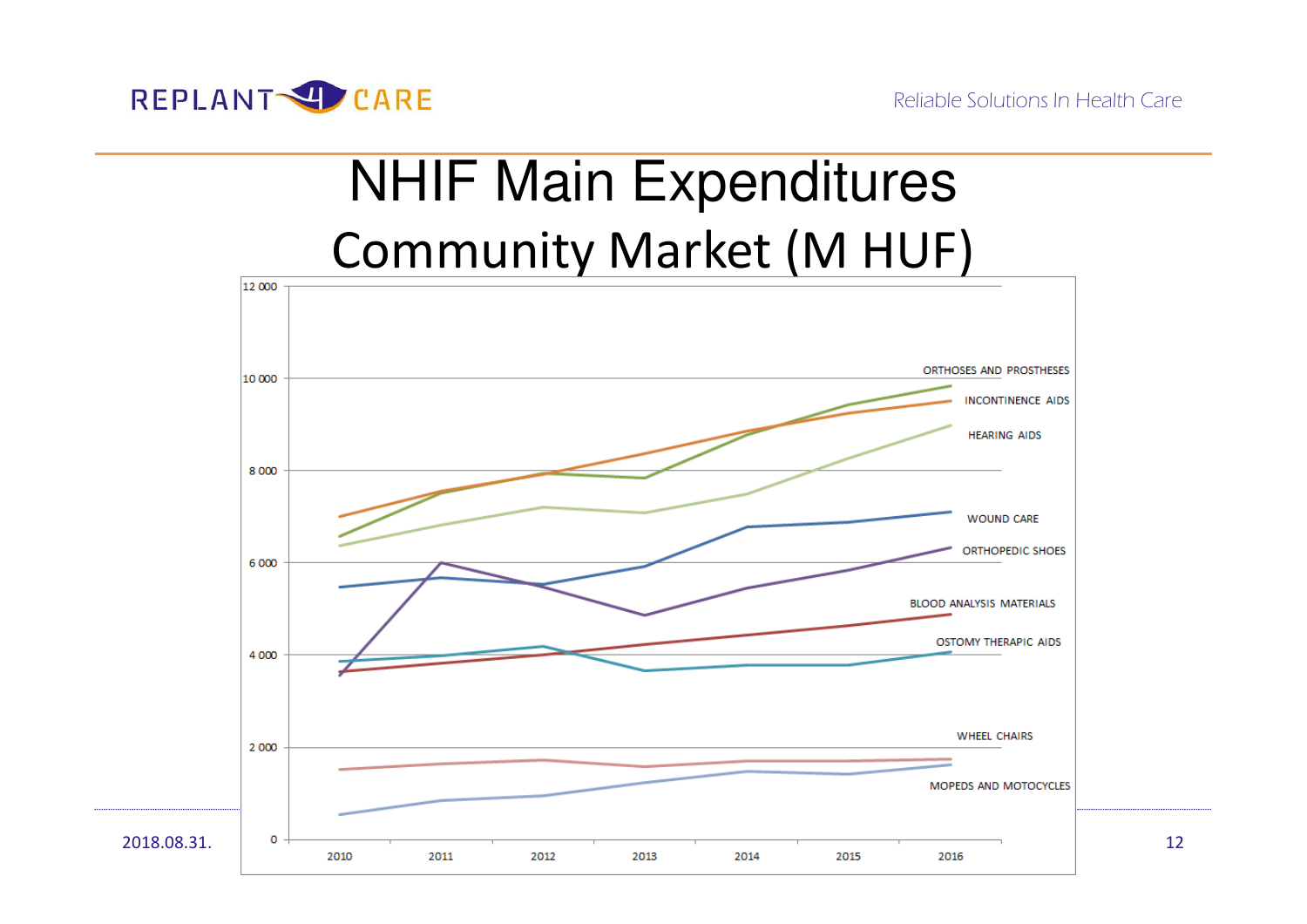# NHIF Main Expenditures

## Community Market (M HUF)

12 000
10 000
8 000
6 000
4 000
2 000
0

2010 2011 2012 2013 2014 2015 2016

ORTHOSES AND PROSTHESES
INCONTINENCE AIDS
HEARING AIDS
WOUND CARE
ORTHOPEDIC SHOES
BLOOD ANALYSIS MATERIALS
OSTOMY THERAPIC AIDS
WHEEL CHAIRS
MOPEDS AND MOTOCYCLES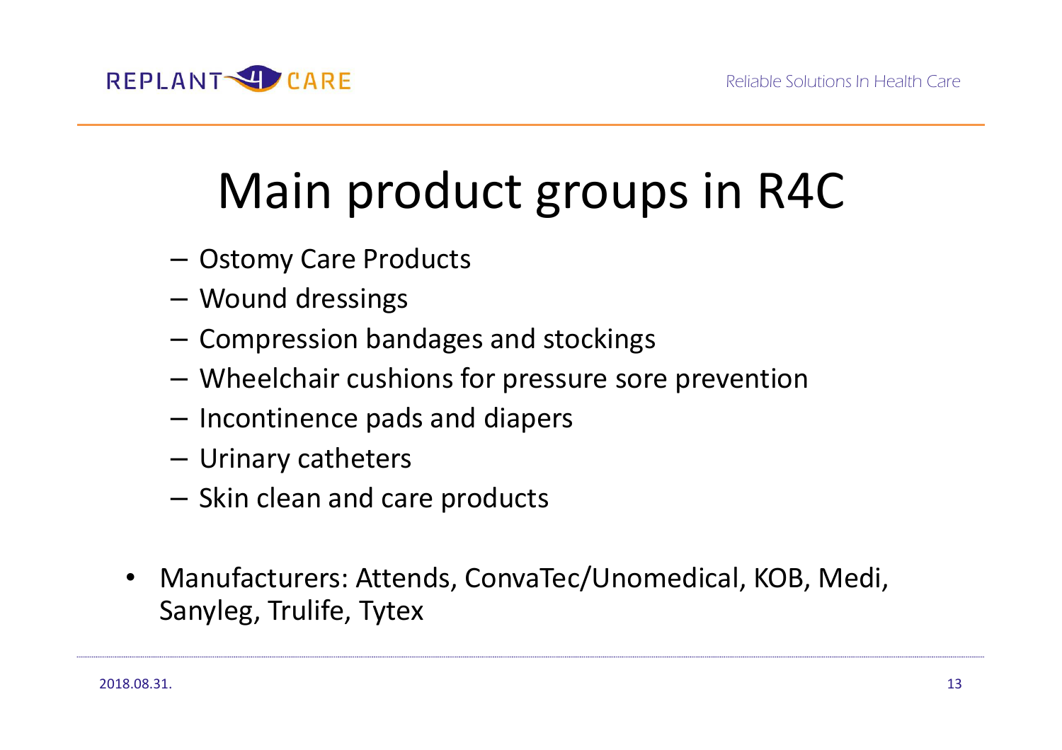# Main product groups in R4C

- Ostomy Care Products
- Wound dressings
- Compression bandages and stockings
- Wheelchair cushions for pressure sore prevention
- Incontinence pads and diapers
- Urinary catheters
- Skin clean and care products

- Manufacturers: Attends, ConvaTec/Unomedical, KOB, Medi, Sanyleg, Trulife, Tytex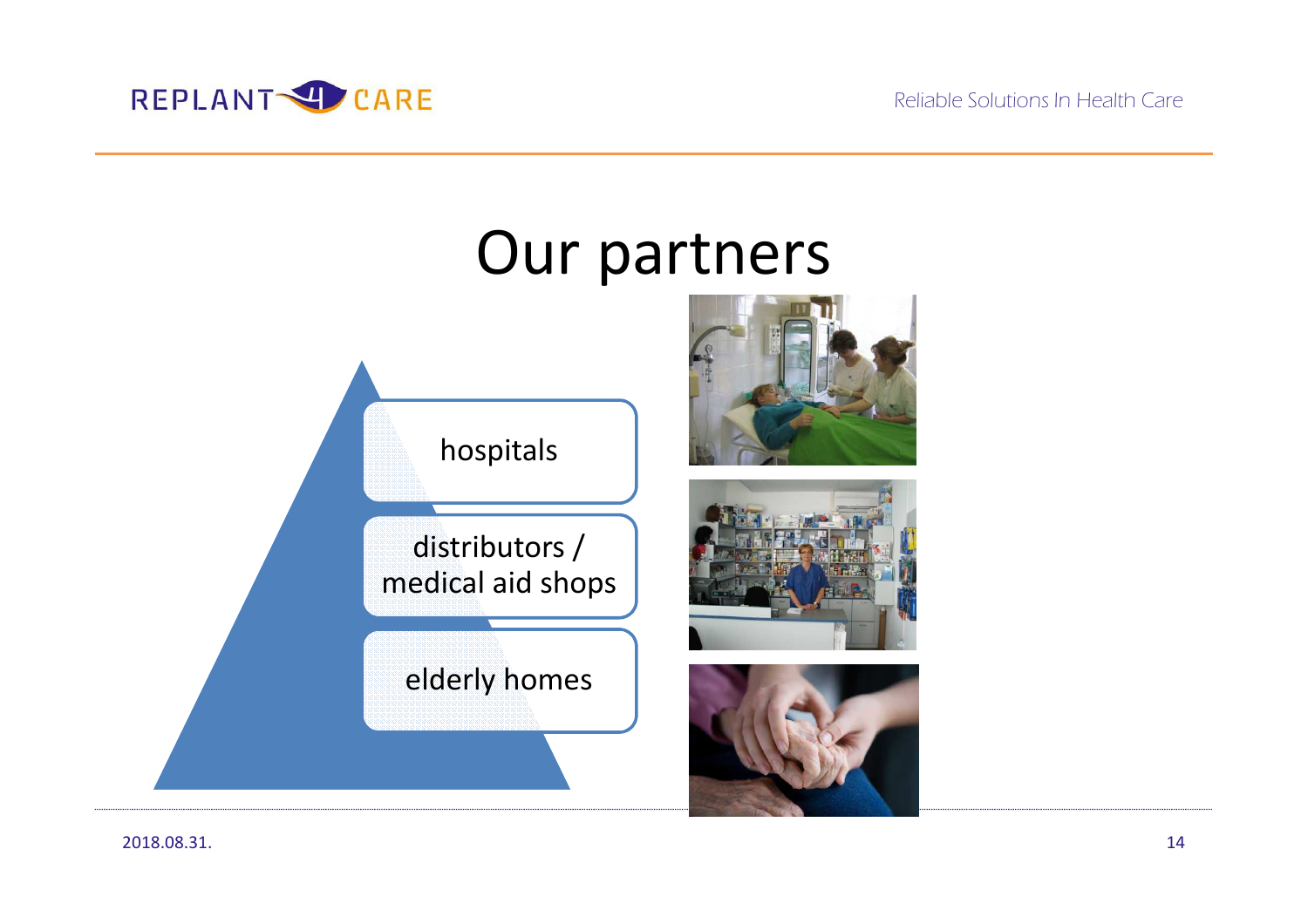# Our partners

- hospitals
- distributors / medical aid shops
- elderly homes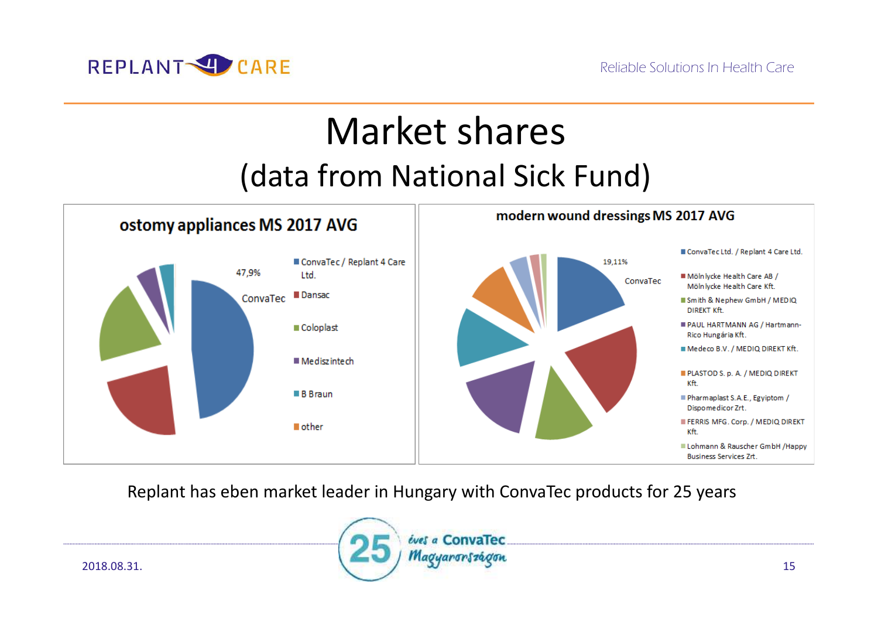# Market shares
## (data from National Sick Fund)

**ostomy appliances MS 2017 AVG**

47,9%

ConvaTec

- ConvaTec / Replant 4 Care Ltd.
- Dansac
- Coloplast
- Mediszintech
- B Braun
- other

**modern wound dressings MS 2017 AVG**

19,11%

ConvaTec

- ConvaTec Ltd. / Replant 4 Care Ltd.
- Mölnlycke Health Care AB / Mölnlycke Health Care Kft.
- Smith & Nephew GmbH / MEDIQ DIREKT Kft.
- PAUL HARTMANN AG / Hartmann-Rico Hungária Kft.
- Medeco B.V. / MEDIQ DIREKT Kft.
- PLASTOD S. p. A. / MEDIQ DIREKT Kft.
- Pharmaplast S.A.E., Egyiptom / Dispomedicor Zrt.
- FERRIS MFG. Corp. / MEDIQ DIREKT Kft.
- Lohmann & Rauscher GmbH /Happy Business Services Zrt.

Replant has eben market leader in Hungary with ConvaTec products for 25 years

25 éves a ConvaTec Magyarországon

2018.08.31.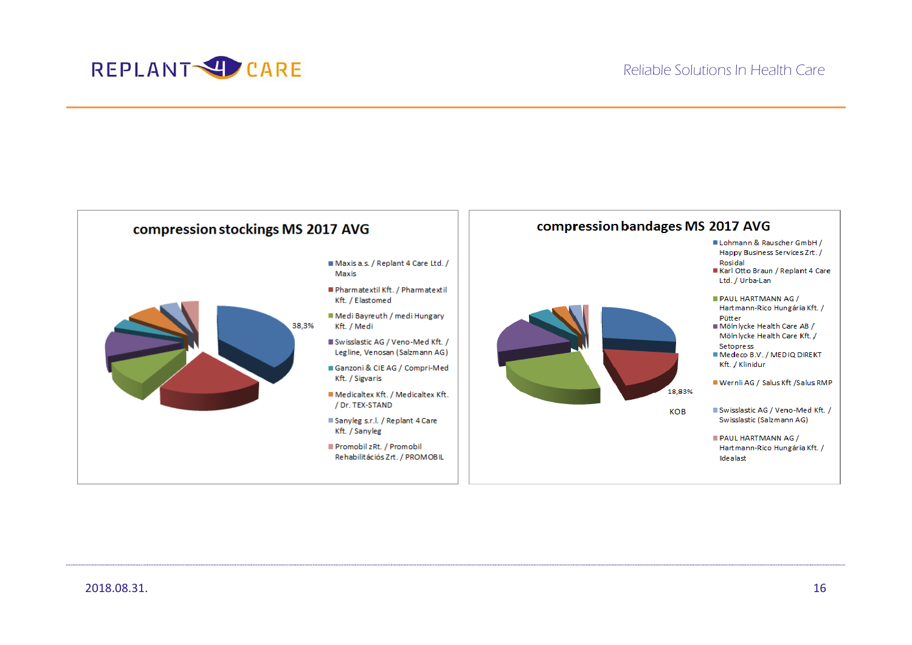REPLANT 4 CARE

Reliable Solutions In Health Care

## compression stockings MS 2017 AVG

38,3%

- Maxis a.s. / Replant 4 Care Ltd. / Maxis
- Pharmatextil Kft. / Pharmatextil Kft. / Elastomed
- Medi Bayreuth / medi Hungary Kft. / Medi
- Swisslastic AG / Veno-Med Kft. / Legline, Venosan (Salzmann AG)
- Ganzoni & CIE AG / Compri-Med Kft. / Sigvaris
- Medicaltex Kft. / Medicaltex Kft. / Dr. TEX-STAND
- Sanyleg s.r.l. / Replant 4 Care Kft. / Sanyleg
- Promobil zRt. / Promobil Rehabilitációs Zrt. / PROMOBIL

## compression bandages MS 2017 AVG

18,83%

KOB

- Lohmann & Rauscher GmbH / Happy Business Services Zrt. / Rosidal
- Karl Otto Braun / Replant 4 Care Ltd. / Urba-Lan
- PAUL HARTMANN AG / Hartmann-Rico Hungária Kft. / Pütter
- Mölnlycke Health Care AB / Mölnlycke Health Care Kft. / Setopress
- Medeco B.V. / MEDIQ DIREKT Kft. / Klinidur
- Wernli AG / Salus Kft /Salus RMP
- Swisslastic AG / Veno-Med Kft. / Swisslastic (Salzmann AG)
- PAUL HARTMANN AG / Hartmann-Rico Hungária Kft. / Idealast

2018.08.31.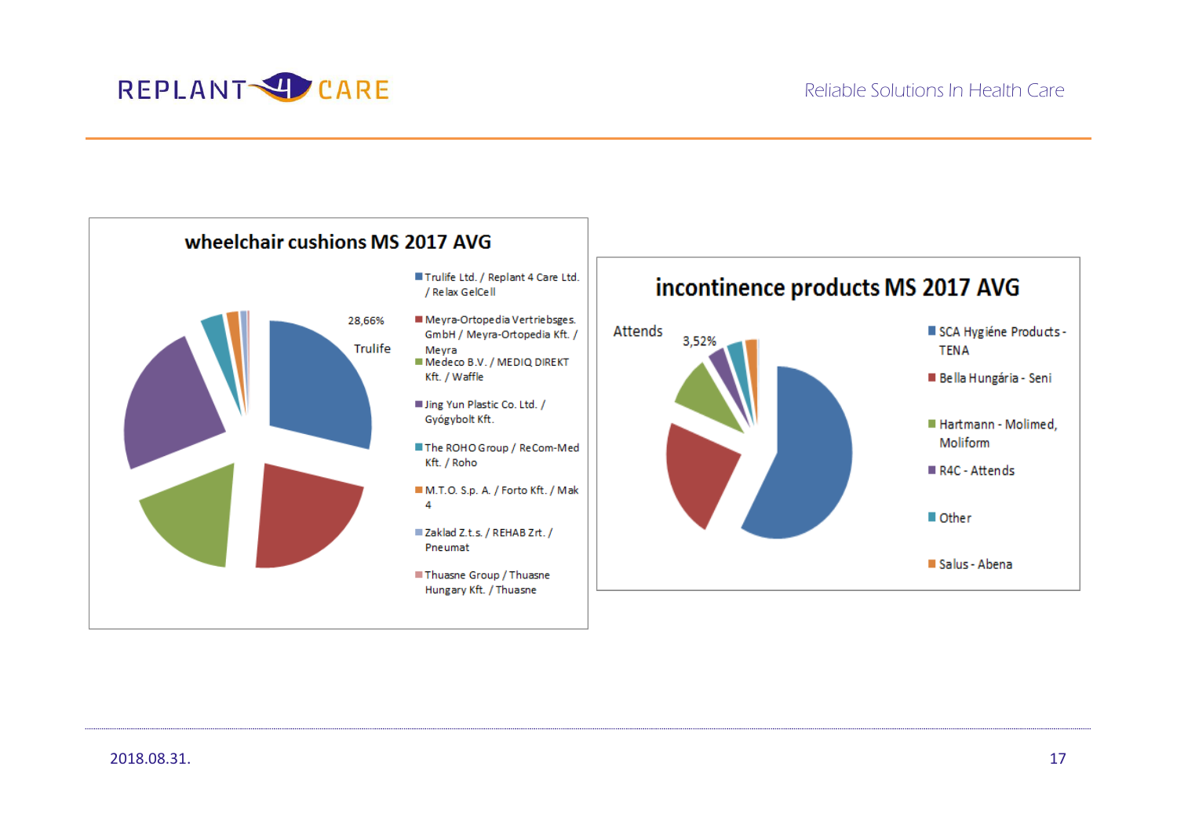## wheelchair cushions MS 2017 AVG

28,66%

Trulife

- Trulife Ltd. / Replant 4 Care Ltd. / Relax GelCell
- Meyra-Ortopedia Vertriebsges. GmbH / Meyra-Ortopedia Kft. / Meyra
- Medeco B.V. / MEDIQ DIREKT Kft. / Waffle
- Jing Yun Plastic Co. Ltd. / Gyógybolt Kft.
- The ROHO Group / ReCom-Med Kft. / Roho
- M.T.O. S.p. A. / Forto Kft. / Mak 4
- Zaklad Z.t.s. / REHAB Zrt. / Pneumat
- Thuasne Group / Thuasne Hungary Kft. / Thuasne

## incontinence products MS 2017 AVG

Attends

3,52%

- SCA Hygiéne Products - TENA
- Bella Hungária - Seni
- Hartmann - Molimed, Moliform
- R4C - Attends
- Other
- Salus - Abena

2018.08.31.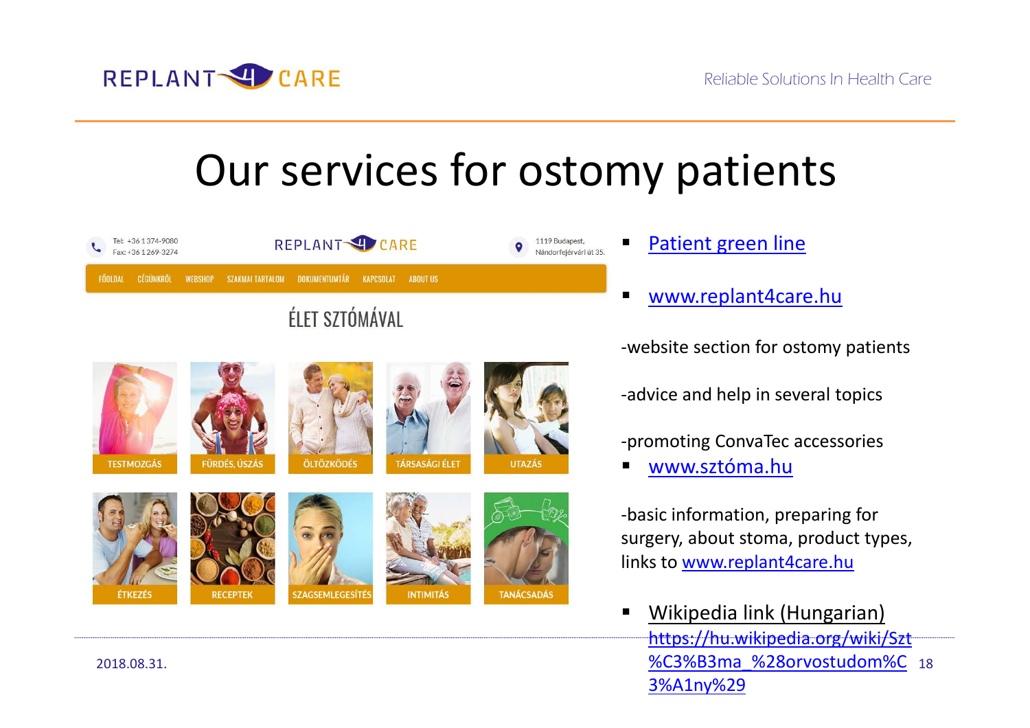# Our services for ostomy patients

Tel: +36 1 374-9080
Fax: +36 1 269-3274

REPLANT 4 CARE

1119 Budapest, Nándorfejérvári út 35.

FŐOLDAL | CÉGÜNKRŐL | WEBSHOP | SZAKMAI TARTALOM | DOKUMENTUMTÁR | KAPCSOLAT | ABOUT US

ÉLET SZTÓMÁVAL

TESTMOZGÁS | FÜRDÉS, USZÁS | ÖLTÖZKÖDÉS | TÁRSASÁGI ÉLET | UTAZÁS

ÉTKEZÉS | RECEPTEK | SZAGSEMLEGESÍTÉS | INTIMITÁS | TANÁCSADÁS

- Patient green line
- www.replant4care.hu

-website section for ostomy patients

-advice and help in several topics

-promoting ConvaTec accessories

- www.sztóma.hu

-basic information, preparing for surgery, about stoma, product types, links to www.replant4care.hu

- Wikipedia link (Hungarian) https://hu.wikipedia.org/wiki/Szt%C3%B3ma_%28orvostudom%C3%A1ny%29

2018.08.31.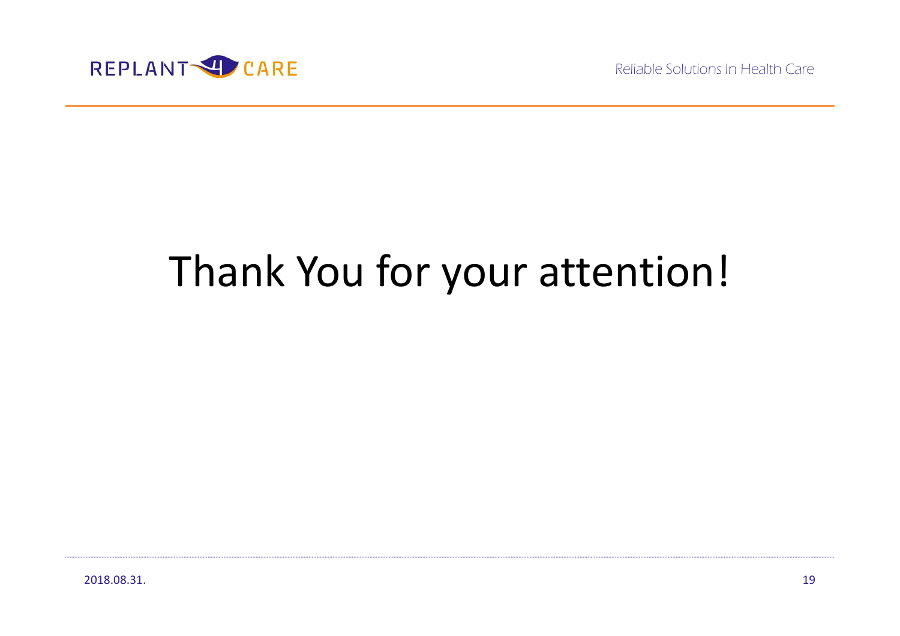# Thank You for your attention!